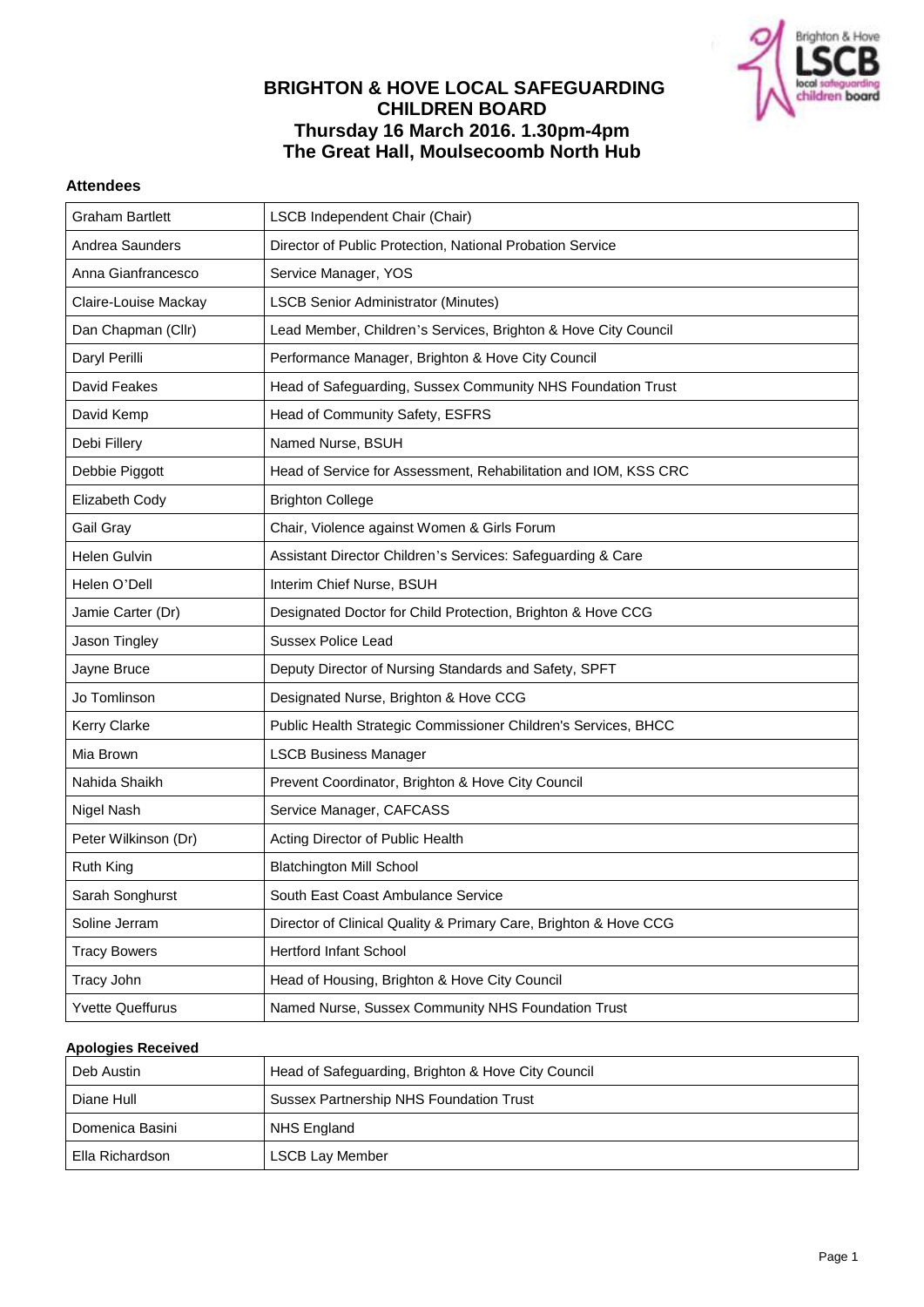# BRIGHTON & HOVE LOCAL SAFEGUARDING CHILDREN BOARD
## Thursday 16 March 2016. 1.30pm-4pm
## The Great Hall, Moulsecoomb North Hub

**Attendees**

| | |
|---|---|
| Graham Bartlett | LSCB Independent Chair (Chair) |
| Andrea Saunders | Director of Public Protection, National Probation Service |
| Anna Gianfrancesco | Service Manager, YOS |
| Claire-Louise Mackay | LSCB Senior Administrator (Minutes) |
| Dan Chapman (Cllr) | Lead Member, Children's Services, Brighton & Hove City Council |
| Daryl Perilli | Performance Manager, Brighton & Hove City Council |
| David Feakes | Head of Safeguarding, Sussex Community NHS Foundation Trust |
| David Kemp | Head of Community Safety, ESFRS |
| Debi Fillery | Named Nurse, BSUH |
| Debbie Piggott | Head of Service for Assessment, Rehabilitation and IOM, KSS CRC |
| Elizabeth Cody | Brighton College |
| Gail Gray | Chair, Violence against Women & Girls Forum |
| Helen Gulvin | Assistant Director Children's Services: Safeguarding & Care |
| Helen O'Dell | Interim Chief Nurse, BSUH |
| Jamie Carter (Dr) | Designated Doctor for Child Protection, Brighton & Hove CCG |
| Jason Tingley | Sussex Police Lead |
| Jayne Bruce | Deputy Director of Nursing Standards and Safety, SPFT |
| Jo Tomlinson | Designated Nurse, Brighton & Hove CCG |
| Kerry Clarke | Public Health Strategic Commissioner Children's Services, BHCC |
| Mia Brown | LSCB Business Manager |
| Nahida Shaikh | Prevent Coordinator, Brighton & Hove City Council |
| Nigel Nash | Service Manager, CAFCASS |
| Peter Wilkinson (Dr) | Acting Director of Public Health |
| Ruth King | Blatchington Mill School |
| Sarah Songhurst | South East Coast Ambulance Service |
| Soline Jerram | Director of Clinical Quality & Primary Care, Brighton & Hove CCG |
| Tracy Bowers | Hertford Infant School |
| Tracy John | Head of Housing, Brighton & Hove City Council |
| Yvette Queffurus | Named Nurse, Sussex Community NHS Foundation Trust |

**Apologies Received**

| | |
|---|---|
| Deb Austin | Head of Safeguarding, Brighton & Hove City Council |
| Diane Hull | Sussex Partnership NHS Foundation Trust |
| Domenica Basini | NHS England |
| Ella Richardson | LSCB Lay Member |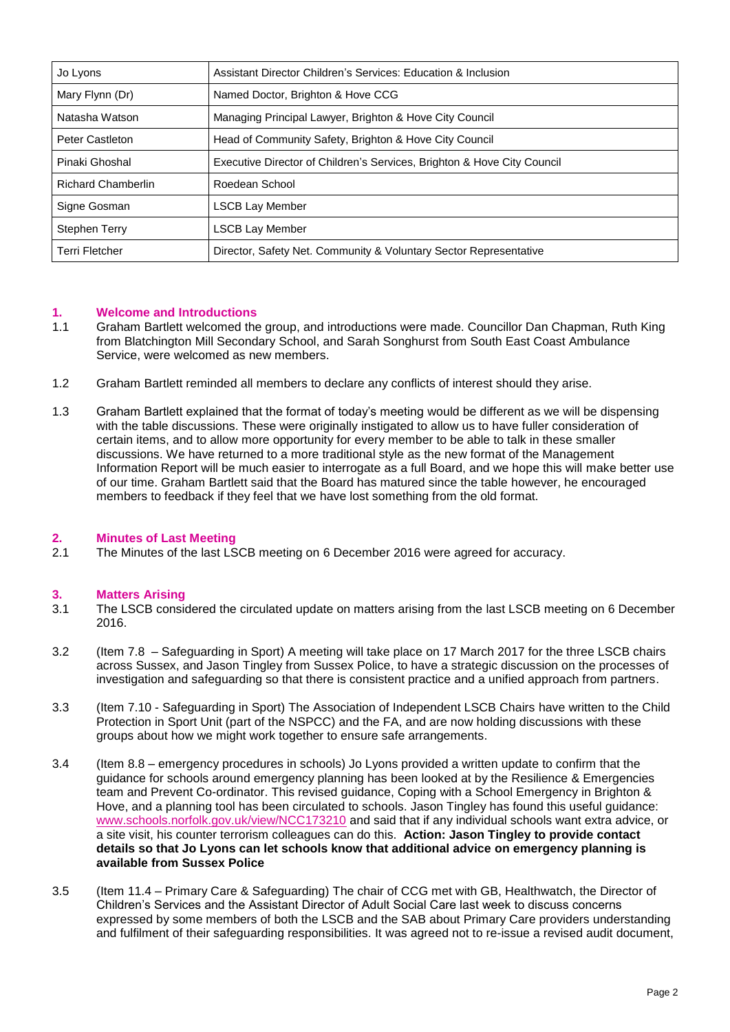| Jo Lyons | Assistant Director Children's Services: Education & Inclusion |
|---|---|
| Mary Flynn (Dr) | Named Doctor, Brighton & Hove CCG |
| Natasha Watson | Managing Principal Lawyer, Brighton & Hove City Council |
| Peter Castleton | Head of Community Safety, Brighton & Hove City Council |
| Pinaki Ghoshal | Executive Director of Children's Services, Brighton & Hove City Council |
| Richard Chamberlin | Roedean School |
| Signe Gosman | LSCB Lay Member |
| Stephen Terry | LSCB Lay Member |
| Terri Fletcher | Director, Safety Net. Community & Voluntary Sector Representative |

## 1. Welcome and Introductions

1.1 Graham Bartlett welcomed the group, and introductions were made. Councillor Dan Chapman, Ruth King from Blatchington Mill Secondary School, and Sarah Songhurst from South East Coast Ambulance Service, were welcomed as new members.

1.2 Graham Bartlett reminded all members to declare any conflicts of interest should they arise.

1.3 Graham Bartlett explained that the format of today's meeting would be different as we will be dispensing with the table discussions. These were originally instigated to allow us to have fuller consideration of certain items, and to allow more opportunity for every member to be able to talk in these smaller discussions. We have returned to a more traditional style as the new format of the Management Information Report will be much easier to interrogate as a full Board, and we hope this will make better use of our time. Graham Bartlett said that the Board has matured since the table however, he encouraged members to feedback if they feel that we have lost something from the old format.

## 2. Minutes of Last Meeting

2.1 The Minutes of the last LSCB meeting on 6 December 2016 were agreed for accuracy.

## 3. Matters Arising

3.1 The LSCB considered the circulated update on matters arising from the last LSCB meeting on 6 December 2016.

3.2 (Item 7.8 – Safeguarding in Sport) A meeting will take place on 17 March 2017 for the three LSCB chairs across Sussex, and Jason Tingley from Sussex Police, to have a strategic discussion on the processes of investigation and safeguarding so that there is consistent practice and a unified approach from partners.

3.3 (Item 7.10 - Safeguarding in Sport) The Association of Independent LSCB Chairs have written to the Child Protection in Sport Unit (part of the NSPCC) and the FA, and are now holding discussions with these groups about how we might work together to ensure safe arrangements.

3.4 (Item 8.8 – emergency procedures in schools) Jo Lyons provided a written update to confirm that the guidance for schools around emergency planning has been looked at by the Resilience & Emergencies team and Prevent Co-ordinator. This revised guidance, Coping with a School Emergency in Brighton & Hove, and a planning tool has been circulated to schools. Jason Tingley has found this useful guidance: www.schools.norfolk.gov.uk/view/NCC173210 and said that if any individual schools want extra advice, or a site visit, his counter terrorism colleagues can do this. **Action: Jason Tingley to provide contact details so that Jo Lyons can let schools know that additional advice on emergency planning is available from Sussex Police**

3.5 (Item 11.4 – Primary Care & Safeguarding) The chair of CCG met with GB, Healthwatch, the Director of Children's Services and the Assistant Director of Adult Social Care last week to discuss concerns expressed by some members of both the LSCB and the SAB about Primary Care providers understanding and fulfilment of their safeguarding responsibilities. It was agreed not to re-issue a revised audit document,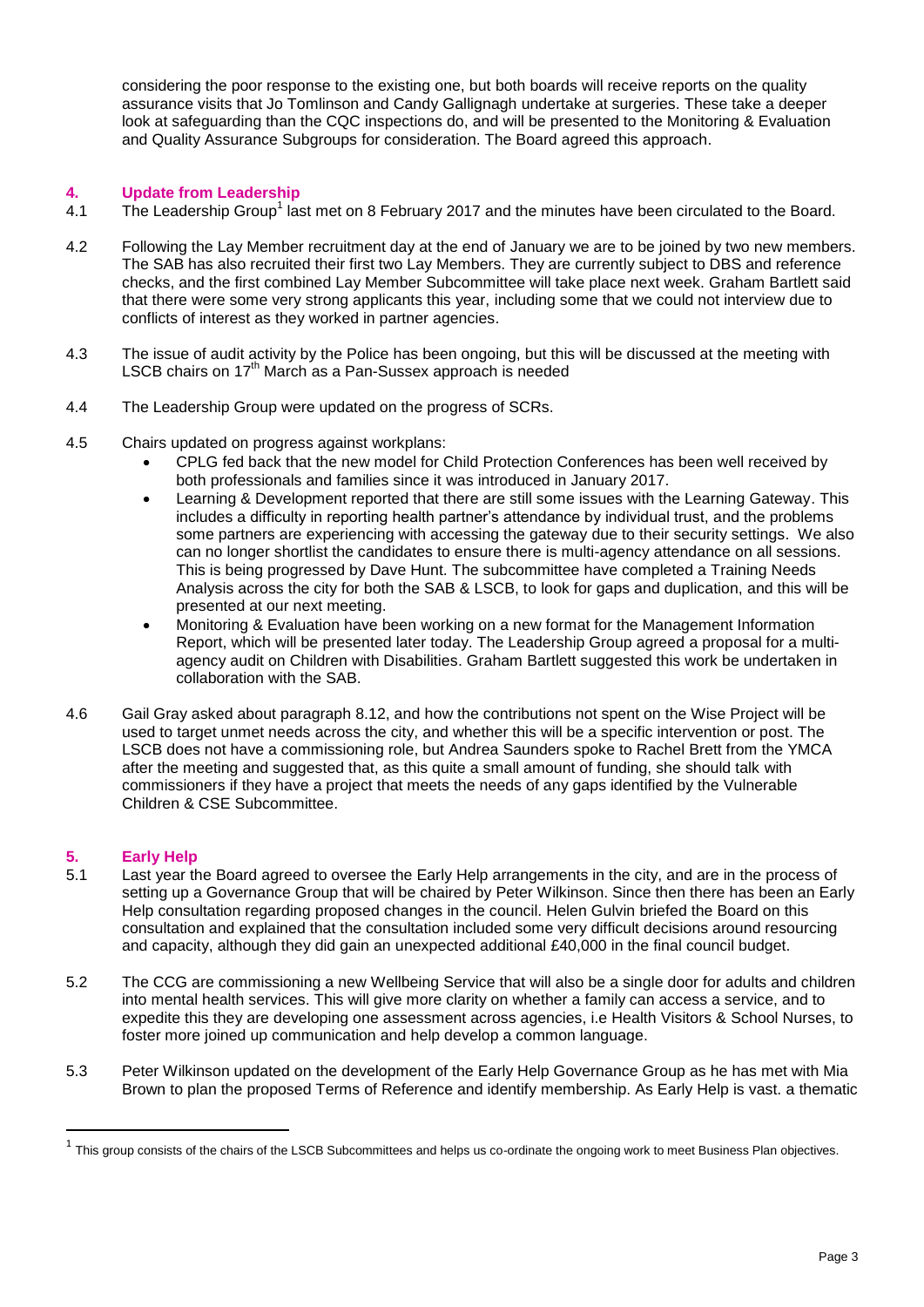considering the poor response to the existing one, but both boards will receive reports on the quality assurance visits that Jo Tomlinson and Candy Gallignagh undertake at surgeries. These take a deeper look at safeguarding than the CQC inspections do, and will be presented to the Monitoring & Evaluation and Quality Assurance Subgroups for consideration. The Board agreed this approach.

## 4. Update from Leadership

4.1 The Leadership Group[1] last met on 8 February 2017 and the minutes have been circulated to the Board.

4.2 Following the Lay Member recruitment day at the end of January we are to be joined by two new members. The SAB has also recruited their first two Lay Members. They are currently subject to DBS and reference checks, and the first combined Lay Member Subcommittee will take place next week. Graham Bartlett said that there were some very strong applicants this year, including some that we could not interview due to conflicts of interest as they worked in partner agencies.

4.3 The issue of audit activity by the Police has been ongoing, but this will be discussed at the meeting with LSCB chairs on 17th March as a Pan-Sussex approach is needed

4.4 The Leadership Group were updated on the progress of SCRs.

4.5 Chairs updated on progress against workplans:

- CPLG fed back that the new model for Child Protection Conferences has been well received by both professionals and families since it was introduced in January 2017.
- Learning & Development reported that there are still some issues with the Learning Gateway. This includes a difficulty in reporting health partner's attendance by individual trust, and the problems some partners are experiencing with accessing the gateway due to their security settings. We also can no longer shortlist the candidates to ensure there is multi-agency attendance on all sessions. This is being progressed by Dave Hunt. The subcommittee have completed a Training Needs Analysis across the city for both the SAB & LSCB, to look for gaps and duplication, and this will be presented at our next meeting.
- Monitoring & Evaluation have been working on a new format for the Management Information Report, which will be presented later today. The Leadership Group agreed a proposal for a multi-agency audit on Children with Disabilities. Graham Bartlett suggested this work be undertaken in collaboration with the SAB.

4.6 Gail Gray asked about paragraph 8.12, and how the contributions not spent on the Wise Project will be used to target unmet needs across the city, and whether this will be a specific intervention or post. The LSCB does not have a commissioning role, but Andrea Saunders spoke to Rachel Brett from the YMCA after the meeting and suggested that, as this quite a small amount of funding, she should talk with commissioners if they have a project that meets the needs of any gaps identified by the Vulnerable Children & CSE Subcommittee.

## 5. Early Help

5.1 Last year the Board agreed to oversee the Early Help arrangements in the city, and are in the process of setting up a Governance Group that will be chaired by Peter Wilkinson. Since then there has been an Early Help consultation regarding proposed changes in the council. Helen Gulvin briefed the Board on this consultation and explained that the consultation included some very difficult decisions around resourcing and capacity, although they did gain an unexpected additional £40,000 in the final council budget.

5.2 The CCG are commissioning a new Wellbeing Service that will also be a single door for adults and children into mental health services. This will give more clarity on whether a family can access a service, and to expedite this they are developing one assessment across agencies, i.e Health Visitors & School Nurses, to foster more joined up communication and help develop a common language.

5.3 Peter Wilkinson updated on the development of the Early Help Governance Group as he has met with Mia Brown to plan the proposed Terms of Reference and identify membership. As Early Help is vast. a thematic

[1] This group consists of the chairs of the LSCB Subcommittees and helps us co-ordinate the ongoing work to meet Business Plan objectives.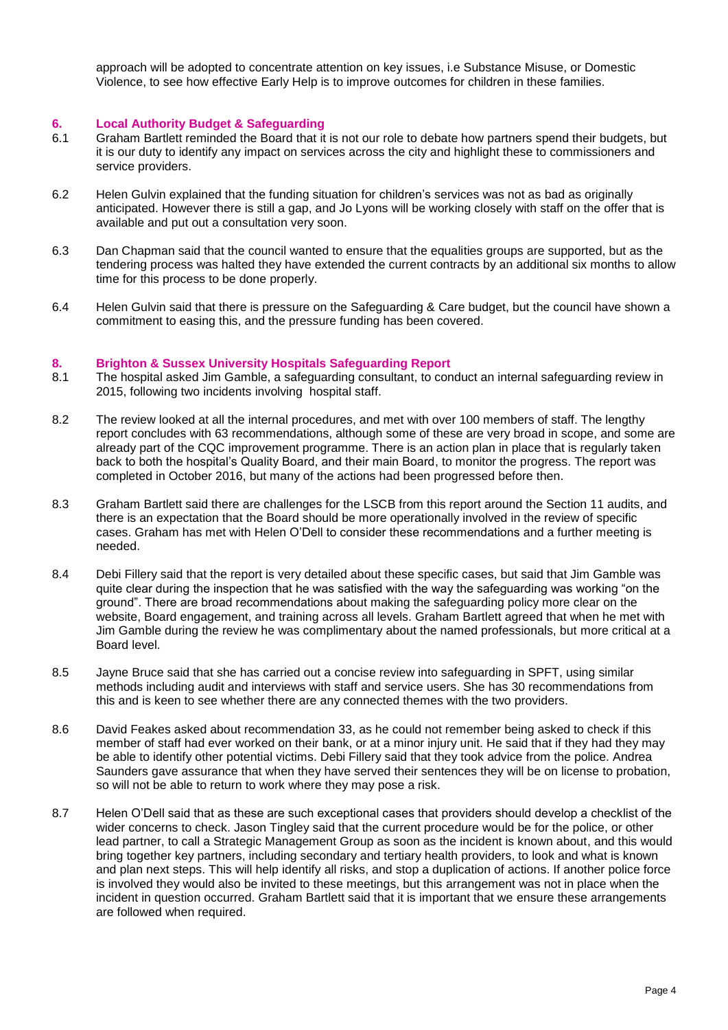approach will be adopted to concentrate attention on key issues, i.e Substance Misuse, or Domestic Violence, to see how effective Early Help is to improve outcomes for children in these families.

## 6. Local Authority Budget & Safeguarding

6.1 Graham Bartlett reminded the Board that it is not our role to debate how partners spend their budgets, but it is our duty to identify any impact on services across the city and highlight these to commissioners and service providers.

6.2 Helen Gulvin explained that the funding situation for children's services was not as bad as originally anticipated. However there is still a gap, and Jo Lyons will be working closely with staff on the offer that is available and put out a consultation very soon.

6.3 Dan Chapman said that the council wanted to ensure that the equalities groups are supported, but as the tendering process was halted they have extended the current contracts by an additional six months to allow time for this process to be done properly.

6.4 Helen Gulvin said that there is pressure on the Safeguarding & Care budget, but the council have shown a commitment to easing this, and the pressure funding has been covered.

## 8. Brighton & Sussex University Hospitals Safeguarding Report

8.1 The hospital asked Jim Gamble, a safeguarding consultant, to conduct an internal safeguarding review in 2015, following two incidents involving hospital staff.

8.2 The review looked at all the internal procedures, and met with over 100 members of staff. The lengthy report concludes with 63 recommendations, although some of these are very broad in scope, and some are already part of the CQC improvement programme. There is an action plan in place that is regularly taken back to both the hospital's Quality Board, and their main Board, to monitor the progress. The report was completed in October 2016, but many of the actions had been progressed before then.

8.3 Graham Bartlett said there are challenges for the LSCB from this report around the Section 11 audits, and there is an expectation that the Board should be more operationally involved in the review of specific cases. Graham has met with Helen O'Dell to consider these recommendations and a further meeting is needed.

8.4 Debi Fillery said that the report is very detailed about these specific cases, but said that Jim Gamble was quite clear during the inspection that he was satisfied with the way the safeguarding was working "on the ground". There are broad recommendations about making the safeguarding policy more clear on the website, Board engagement, and training across all levels. Graham Bartlett agreed that when he met with Jim Gamble during the review he was complimentary about the named professionals, but more critical at a Board level.

8.5 Jayne Bruce said that she has carried out a concise review into safeguarding in SPFT, using similar methods including audit and interviews with staff and service users. She has 30 recommendations from this and is keen to see whether there are any connected themes with the two providers.

8.6 David Feakes asked about recommendation 33, as he could not remember being asked to check if this member of staff had ever worked on their bank, or at a minor injury unit. He said that if they had they may be able to identify other potential victims. Debi Fillery said that they took advice from the police. Andrea Saunders gave assurance that when they have served their sentences they will be on license to probation, so will not be able to return to work where they may pose a risk.

8.7 Helen O'Dell said that as these are such exceptional cases that providers should develop a checklist of the wider concerns to check. Jason Tingley said that the current procedure would be for the police, or other lead partner, to call a Strategic Management Group as soon as the incident is known about, and this would bring together key partners, including secondary and tertiary health providers, to look and what is known and plan next steps. This will help identify all risks, and stop a duplication of actions. If another police force is involved they would also be invited to these meetings, but this arrangement was not in place when the incident in question occurred. Graham Bartlett said that it is important that we ensure these arrangements are followed when required.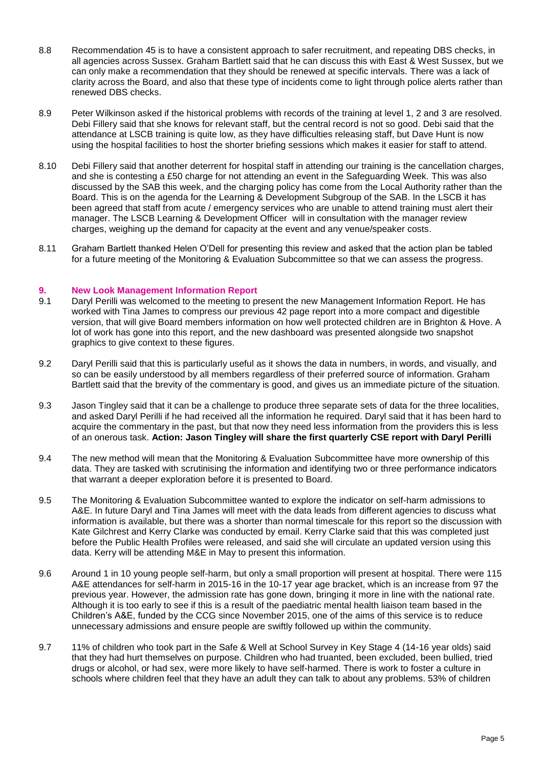8.8 Recommendation 45 is to have a consistent approach to safer recruitment, and repeating DBS checks, in all agencies across Sussex. Graham Bartlett said that he can discuss this with East & West Sussex, but we can only make a recommendation that they should be renewed at specific intervals. There was a lack of clarity across the Board, and also that these type of incidents come to light through police alerts rather than renewed DBS checks.

8.9 Peter Wilkinson asked if the historical problems with records of the training at level 1, 2 and 3 are resolved. Debi Fillery said that she knows for relevant staff, but the central record is not so good. Debi said that the attendance at LSCB training is quite low, as they have difficulties releasing staff, but Dave Hunt is now using the hospital facilities to host the shorter briefing sessions which makes it easier for staff to attend.

8.10 Debi Fillery said that another deterrent for hospital staff in attending our training is the cancellation charges, and she is contesting a £50 charge for not attending an event in the Safeguarding Week. This was also discussed by the SAB this week, and the charging policy has come from the Local Authority rather than the Board. This is on the agenda for the Learning & Development Subgroup of the SAB. In the LSCB it has been agreed that staff from acute / emergency services who are unable to attend training must alert their manager. The LSCB Learning & Development Officer will in consultation with the manager review charges, weighing up the demand for capacity at the event and any venue/speaker costs.

8.11 Graham Bartlett thanked Helen O'Dell for presenting this review and asked that the action plan be tabled for a future meeting of the Monitoring & Evaluation Subcommittee so that we can assess the progress.

## 9. New Look Management Information Report

9.1 Daryl Perilli was welcomed to the meeting to present the new Management Information Report. He has worked with Tina James to compress our previous 42 page report into a more compact and digestible version, that will give Board members information on how well protected children are in Brighton & Hove. A lot of work has gone into this report, and the new dashboard was presented alongside two snapshot graphics to give context to these figures.

9.2 Daryl Perilli said that this is particularly useful as it shows the data in numbers, in words, and visually, and so can be easily understood by all members regardless of their preferred source of information. Graham Bartlett said that the brevity of the commentary is good, and gives us an immediate picture of the situation.

9.3 Jason Tingley said that it can be a challenge to produce three separate sets of data for the three localities, and asked Daryl Perilli if he had received all the information he required. Daryl said that it has been hard to acquire the commentary in the past, but that now they need less information from the providers this is less of an onerous task. **Action: Jason Tingley will share the first quarterly CSE report with Daryl Perilli**

9.4 The new method will mean that the Monitoring & Evaluation Subcommittee have more ownership of this data. They are tasked with scrutinising the information and identifying two or three performance indicators that warrant a deeper exploration before it is presented to Board.

9.5 The Monitoring & Evaluation Subcommittee wanted to explore the indicator on self-harm admissions to A&E. In future Daryl and Tina James will meet with the data leads from different agencies to discuss what information is available, but there was a shorter than normal timescale for this report so the discussion with Kate Gilchrest and Kerry Clarke was conducted by email. Kerry Clarke said that this was completed just before the Public Health Profiles were released, and said she will circulate an updated version using this data. Kerry will be attending M&E in May to present this information.

9.6 Around 1 in 10 young people self-harm, but only a small proportion will present at hospital. There were 115 A&E attendances for self-harm in 2015-16 in the 10-17 year age bracket, which is an increase from 97 the previous year. However, the admission rate has gone down, bringing it more in line with the national rate. Although it is too early to see if this is a result of the paediatric mental health liaison team based in the Children's A&E, funded by the CCG since November 2015, one of the aims of this service is to reduce unnecessary admissions and ensure people are swiftly followed up within the community.

9.7 11% of children who took part in the Safe & Well at School Survey in Key Stage 4 (14-16 year olds) said that they had hurt themselves on purpose. Children who had truanted, been excluded, been bullied, tried drugs or alcohol, or had sex, were more likely to have self-harmed. There is work to foster a culture in schools where children feel that they have an adult they can talk to about any problems. 53% of children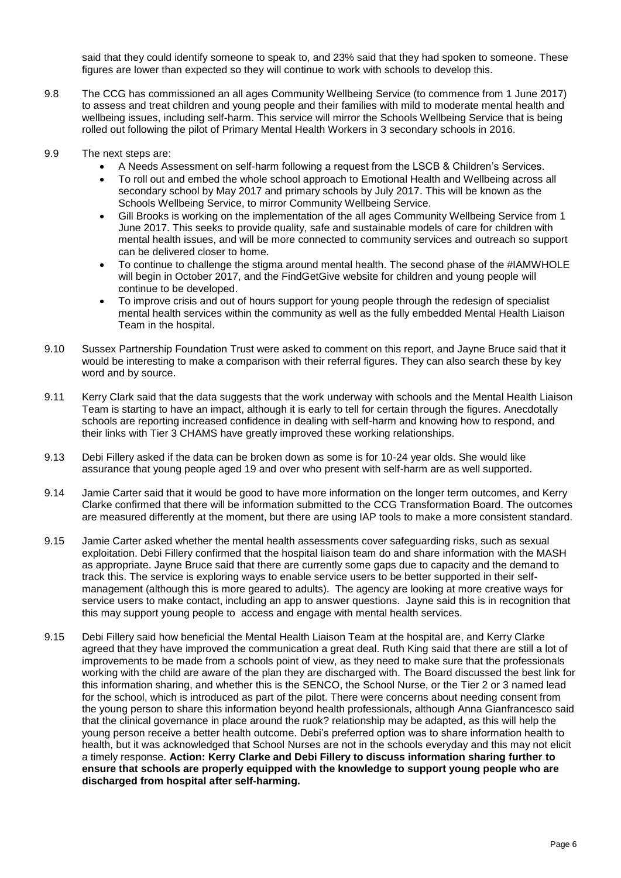said that they could identify someone to speak to, and 23% said that they had spoken to someone. These figures are lower than expected so they will continue to work with schools to develop this.

9.8 The CCG has commissioned an all ages Community Wellbeing Service (to commence from 1 June 2017) to assess and treat children and young people and their families with mild to moderate mental health and wellbeing issues, including self-harm. This service will mirror the Schools Wellbeing Service that is being rolled out following the pilot of Primary Mental Health Workers in 3 secondary schools in 2016.

9.9 The next steps are:

- A Needs Assessment on self-harm following a request from the LSCB & Children's Services.
- To roll out and embed the whole school approach to Emotional Health and Wellbeing across all secondary school by May 2017 and primary schools by July 2017. This will be known as the Schools Wellbeing Service, to mirror Community Wellbeing Service.
- Gill Brooks is working on the implementation of the all ages Community Wellbeing Service from 1 June 2017. This seeks to provide quality, safe and sustainable models of care for children with mental health issues, and will be more connected to community services and outreach so support can be delivered closer to home.
- To continue to challenge the stigma around mental health. The second phase of the #IAMWHOLE will begin in October 2017, and the FindGetGive website for children and young people will continue to be developed.
- To improve crisis and out of hours support for young people through the redesign of specialist mental health services within the community as well as the fully embedded Mental Health Liaison Team in the hospital.

9.10 Sussex Partnership Foundation Trust were asked to comment on this report, and Jayne Bruce said that it would be interesting to make a comparison with their referral figures. They can also search these by key word and by source.

9.11 Kerry Clark said that the data suggests that the work underway with schools and the Mental Health Liaison Team is starting to have an impact, although it is early to tell for certain through the figures. Anecdotally schools are reporting increased confidence in dealing with self-harm and knowing how to respond, and their links with Tier 3 CHAMS have greatly improved these working relationships.

9.13 Debi Fillery asked if the data can be broken down as some is for 10-24 year olds. She would like assurance that young people aged 19 and over who present with self-harm are as well supported.

9.14 Jamie Carter said that it would be good to have more information on the longer term outcomes, and Kerry Clarke confirmed that there will be information submitted to the CCG Transformation Board. The outcomes are measured differently at the moment, but there are using IAP tools to make a more consistent standard.

9.15 Jamie Carter asked whether the mental health assessments cover safeguarding risks, such as sexual exploitation. Debi Fillery confirmed that the hospital liaison team do and share information with the MASH as appropriate. Jayne Bruce said that there are currently some gaps due to capacity and the demand to track this. The service is exploring ways to enable service users to be better supported in their self-management (although this is more geared to adults). The agency are looking at more creative ways for service users to make contact, including an app to answer questions. Jayne said this is in recognition that this may support young people to access and engage with mental health services.

9.15 Debi Fillery said how beneficial the Mental Health Liaison Team at the hospital are, and Kerry Clarke agreed that they have improved the communication a great deal. Ruth King said that there are still a lot of improvements to be made from a schools point of view, as they need to make sure that the professionals working with the child are aware of the plan they are discharged with. The Board discussed the best link for this information sharing, and whether this is the SENCO, the School Nurse, or the Tier 2 or 3 named lead for the school, which is introduced as part of the pilot. There were concerns about needing consent from the young person to share this information beyond health professionals, although Anna Gianfrancesco said that the clinical governance in place around the ruok? relationship may be adapted, as this will help the young person receive a better health outcome. Debi's preferred option was to share information health to health, but it was acknowledged that School Nurses are not in the schools everyday and this may not elicit a timely response. **Action: Kerry Clarke and Debi Fillery to discuss information sharing further to ensure that schools are properly equipped with the knowledge to support young people who are discharged from hospital after self-harming.**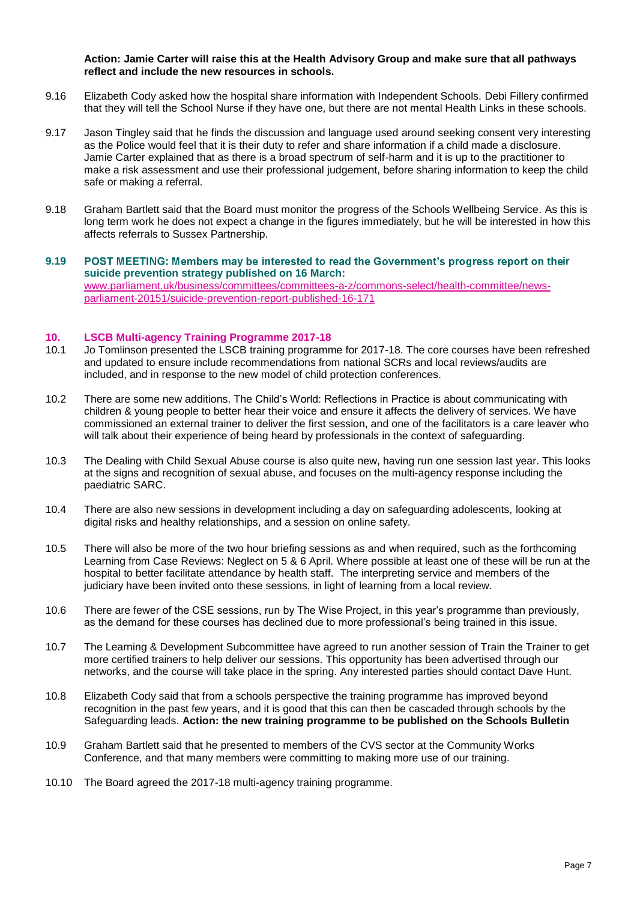**Action: Jamie Carter will raise this at the Health Advisory Group and make sure that all pathways reflect and include the new resources in schools.**

9.16 Elizabeth Cody asked how the hospital share information with Independent Schools. Debi Fillery confirmed that they will tell the School Nurse if they have one, but there are not mental Health Links in these schools.

9.17 Jason Tingley said that he finds the discussion and language used around seeking consent very interesting as the Police would feel that it is their duty to refer and share information if a child made a disclosure. Jamie Carter explained that as there is a broad spectrum of self-harm and it is up to the practitioner to make a risk assessment and use their professional judgement, before sharing information to keep the child safe or making a referral.

9.18 Graham Bartlett said that the Board must monitor the progress of the Schools Wellbeing Service. As this is long term work he does not expect a change in the figures immediately, but he will be interested in how this affects referrals to Sussex Partnership.

**9.19 POST MEETING: Members may be interested to read the Government's progress report on their suicide prevention strategy published on 16 March:**
www.parliament.uk/business/committees/committees-a-z/commons-select/health-committee/news-parliament-20151/suicide-prevention-report-published-16-171

## 10. LSCB Multi-agency Training Programme 2017-18

10.1 Jo Tomlinson presented the LSCB training programme for 2017-18. The core courses have been refreshed and updated to ensure include recommendations from national SCRs and local reviews/audits are included, and in response to the new model of child protection conferences.

10.2 There are some new additions. The Child's World: Reflections in Practice is about communicating with children & young people to better hear their voice and ensure it affects the delivery of services. We have commissioned an external trainer to deliver the first session, and one of the facilitators is a care leaver who will talk about their experience of being heard by professionals in the context of safeguarding.

10.3 The Dealing with Child Sexual Abuse course is also quite new, having run one session last year. This looks at the signs and recognition of sexual abuse, and focuses on the multi-agency response including the paediatric SARC.

10.4 There are also new sessions in development including a day on safeguarding adolescents, looking at digital risks and healthy relationships, and a session on online safety.

10.5 There will also be more of the two hour briefing sessions as and when required, such as the forthcoming Learning from Case Reviews: Neglect on 5 & 6 April. Where possible at least one of these will be run at the hospital to better facilitate attendance by health staff. The interpreting service and members of the judiciary have been invited onto these sessions, in light of learning from a local review.

10.6 There are fewer of the CSE sessions, run by The Wise Project, in this year's programme than previously, as the demand for these courses has declined due to more professional's being trained in this issue.

10.7 The Learning & Development Subcommittee have agreed to run another session of Train the Trainer to get more certified trainers to help deliver our sessions. This opportunity has been advertised through our networks, and the course will take place in the spring. Any interested parties should contact Dave Hunt.

10.8 Elizabeth Cody said that from a schools perspective the training programme has improved beyond recognition in the past few years, and it is good that this can then be cascaded through schools by the Safeguarding leads. **Action: the new training programme to be published on the Schools Bulletin**

10.9 Graham Bartlett said that he presented to members of the CVS sector at the Community Works Conference, and that many members were committing to making more use of our training.

10.10 The Board agreed the 2017-18 multi-agency training programme.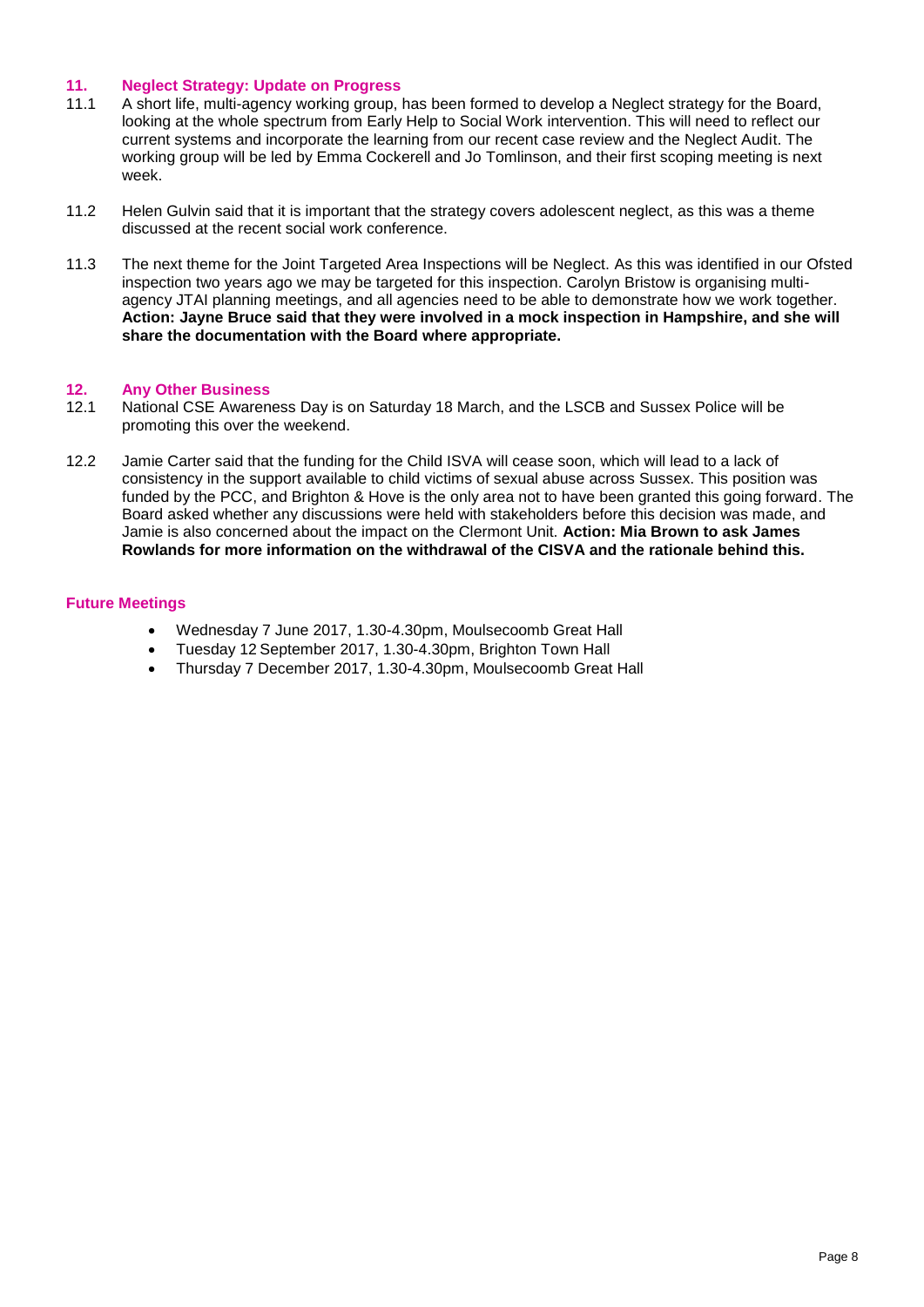## 11. Neglect Strategy: Update on Progress

11.1 A short life, multi-agency working group, has been formed to develop a Neglect strategy for the Board, looking at the whole spectrum from Early Help to Social Work intervention. This will need to reflect our current systems and incorporate the learning from our recent case review and the Neglect Audit. The working group will be led by Emma Cockerell and Jo Tomlinson, and their first scoping meeting is next week.

11.2 Helen Gulvin said that it is important that the strategy covers adolescent neglect, as this was a theme discussed at the recent social work conference.

11.3 The next theme for the Joint Targeted Area Inspections will be Neglect. As this was identified in our Ofsted inspection two years ago we may be targeted for this inspection. Carolyn Bristow is organising multi-agency JTAI planning meetings, and all agencies need to be able to demonstrate how we work together. **Action: Jayne Bruce said that they were involved in a mock inspection in Hampshire, and she will share the documentation with the Board where appropriate.**

## 12. Any Other Business

12.1 National CSE Awareness Day is on Saturday 18 March, and the LSCB and Sussex Police will be promoting this over the weekend.

12.2 Jamie Carter said that the funding for the Child ISVA will cease soon, which will lead to a lack of consistency in the support available to child victims of sexual abuse across Sussex. This position was funded by the PCC, and Brighton & Hove is the only area not to have been granted this going forward. The Board asked whether any discussions were held with stakeholders before this decision was made, and Jamie is also concerned about the impact on the Clermont Unit. **Action: Mia Brown to ask James Rowlands for more information on the withdrawal of the CISVA and the rationale behind this.**

## Future Meetings

- Wednesday 7 June 2017, 1.30-4.30pm, Moulsecoomb Great Hall
- Tuesday 12 September 2017, 1.30-4.30pm, Brighton Town Hall
- Thursday 7 December 2017, 1.30-4.30pm, Moulsecoomb Great Hall